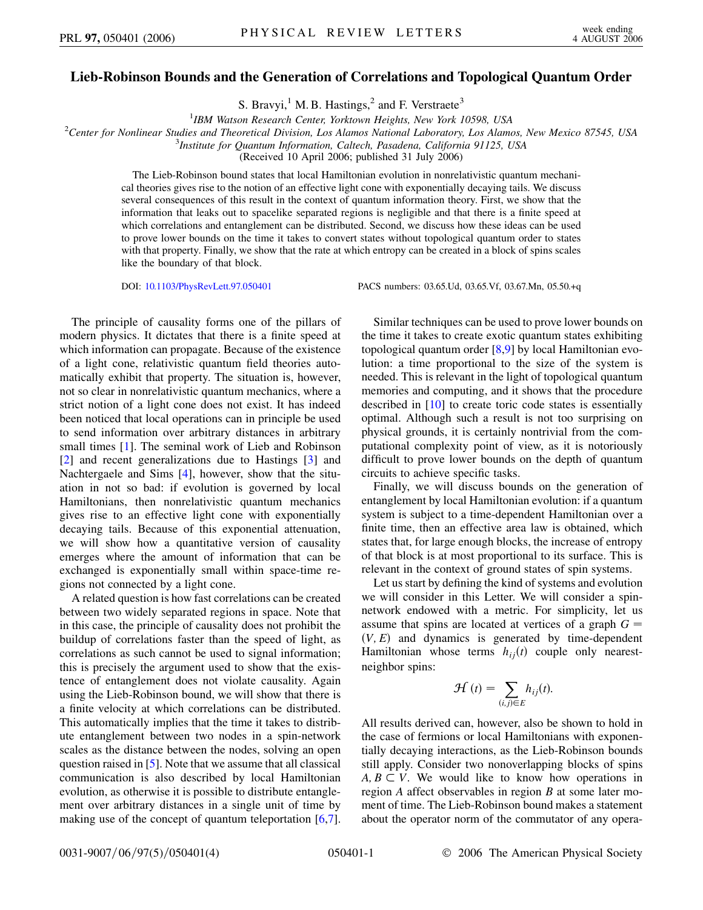# Lieb-Robinson Bounds and the Generation of Correlations and Topological Quantum Order

S. Bravyi,[1] M. B. Hastings,[2] and F. Verstraete[3]

[1]*IBM Watson Research Center, Yorktown Heights, New York 10598, USA*
[2]*Center for Nonlinear Studies and Theoretical Division, Los Alamos National Laboratory, Los Alamos, New Mexico 87545, USA*
[3]*Institute for Quantum Information, Caltech, Pasadena, California 91125, USA*
(Received 10 April 2006; published 31 July 2006)

The Lieb-Robinson bound states that local Hamiltonian evolution in nonrelativistic quantum mechanical theories gives rise to the notion of an effective light cone with exponentially decaying tails. We discuss several consequences of this result in the context of quantum information theory. First, we show that the information that leaks out to spacelike separated regions is negligible and that there is a finite speed at which correlations and entanglement can be distributed. Second, we discuss how these ideas can be used to prove lower bounds on the time it takes to convert states without topological quantum order to states with that property. Finally, we show that the rate at which entropy can be created in a block of spins scales like the boundary of that block.

DOI: 10.1103/PhysRevLett.97.050401 PACS numbers: 03.65.Ud, 03.65.Vf, 03.67.Mn, 05.50.+q

The principle of causality forms one of the pillars of modern physics. It dictates that there is a finite speed at which information can propagate. Because of the existence of a light cone, relativistic quantum field theories automatically exhibit that property. The situation is, however, not so clear in nonrelativistic quantum mechanics, where a strict notion of a light cone does not exist. It has indeed been noticed that local operations can in principle be used to send information over arbitrary distances in arbitrary small times [1]. The seminal work of Lieb and Robinson [2] and recent generalizations due to Hastings [3] and Nachtergaele and Sims [4], however, show that the situation in not so bad: if evolution is governed by local Hamiltonians, then nonrelativistic quantum mechanics gives rise to an effective light cone with exponentially decaying tails. Because of this exponential attenuation, we will show how a quantitative version of causality emerges where the amount of information that can be exchanged is exponentially small within space-time regions not connected by a light cone.

A related question is how fast correlations can be created between two widely separated regions in space. Note that in this case, the principle of causality does not prohibit the buildup of correlations faster than the speed of light, as correlations as such cannot be used to signal information; this is precisely the argument used to show that the existence of entanglement does not violate causality. Again using the Lieb-Robinson bound, we will show that there is a finite velocity at which correlations can be distributed. This automatically implies that the time it takes to distribute entanglement between two nodes in a spin-network scales as the distance between the nodes, solving an open question raised in [5]. Note that we assume that all classical communication is also described by local Hamiltonian evolution, as otherwise it is possible to distribute entanglement over arbitrary distances in a single unit of time by making use of the concept of quantum teleportation [6,7].

Similar techniques can be used to prove lower bounds on the time it takes to create exotic quantum states exhibiting topological quantum order [8,9] by local Hamiltonian evolution: a time proportional to the size of the system is needed. This is relevant in the light of topological quantum memories and computing, and it shows that the procedure described in [10] to create toric code states is essentially optimal. Although such a result is not too surprising on physical grounds, it is certainly nontrivial from the computational complexity point of view, as it is notoriously difficult to prove lower bounds on the depth of quantum circuits to achieve specific tasks.

Finally, we will discuss bounds on the generation of entanglement by local Hamiltonian evolution: if a quantum system is subject to a time-dependent Hamiltonian over a finite time, then an effective area law is obtained, which states that, for large enough blocks, the increase of entropy of that block is at most proportional to its surface. This is relevant in the context of ground states of spin systems.

Let us start by defining the kind of systems and evolution we will consider in this Letter. We will consider a spin-network endowed with a metric. For simplicity, let us assume that spins are located at vertices of a graph $G = (V, E)$ and dynamics is generated by time-dependent Hamiltonian whose terms $h_{ij}(t)$ couple only nearest-neighbor spins:

$$\mathcal{H}(t) = \sum_{(i,j)\in E} h_{ij}(t).$$

All results derived can, however, also be shown to hold in the case of fermions or local Hamiltonians with exponentially decaying interactions, as the Lieb-Robinson bounds still apply. Consider two nonoverlapping blocks of spins $A, B \subset V$. We would like to know how operations in region $A$ affect observables in region $B$ at some later moment of time. The Lieb-Robinson bound makes a statement about the operator norm of the commutator of any opera-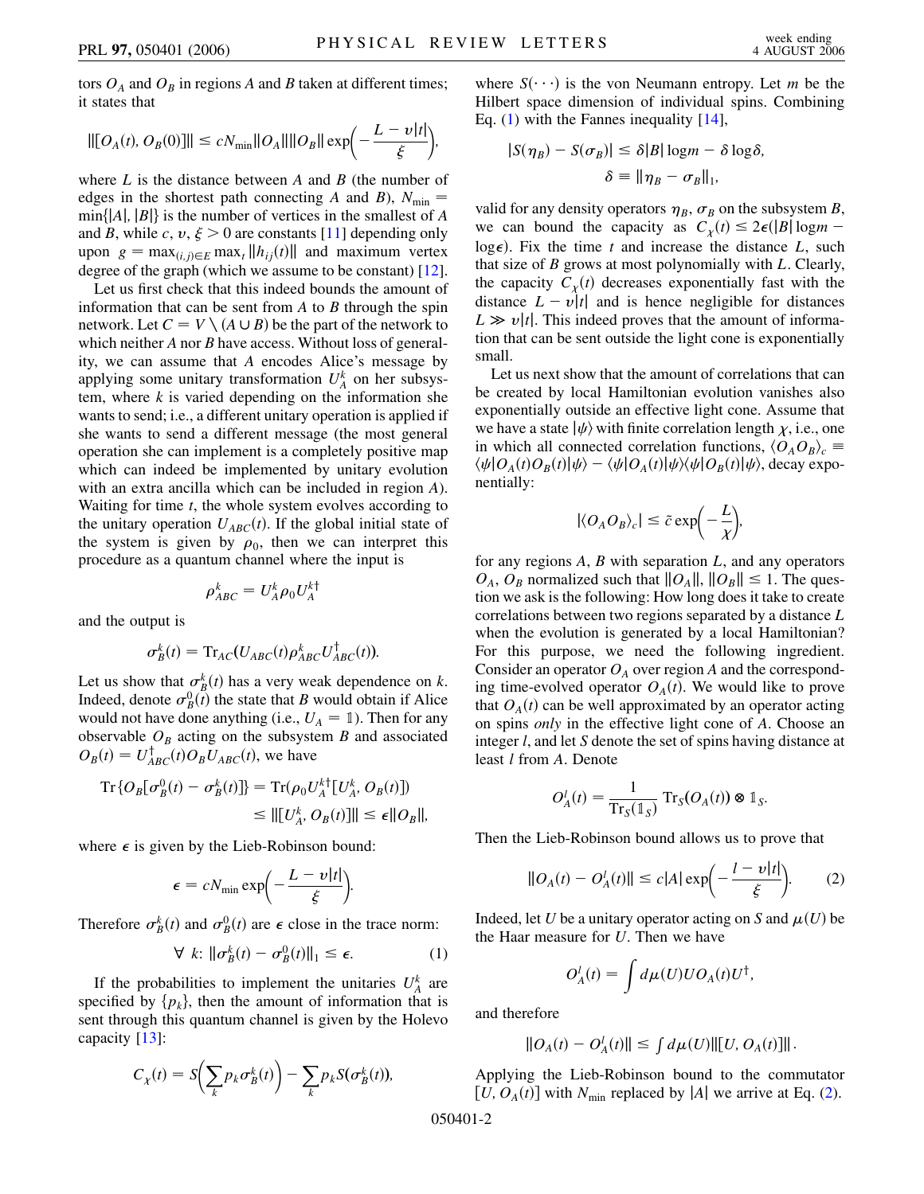tors $O_A$ and $O_B$ in regions $A$ and $B$ taken at different times; it states that

$$\|[O_A(t), O_B(0)]\| \leq c N_{\min} \|O_A\| \|O_B\| \exp\left(-\frac{L - v|t|}{\xi}\right),$$

where $L$ is the distance between $A$ and $B$ (the number of edges in the shortest path connecting $A$ and $B$), $N_{\min} = \min\{|A|, |B|\}$ is the number of vertices in the smallest of $A$ and $B$, while $c, v, \xi > 0$ are constants [11] depending only upon $g = \max_{(i,j)\in E} \max_t \|h_{ij}(t)\|$ and maximum vertex degree of the graph (which we assume to be constant) [12].

Let us first check that this indeed bounds the amount of information that can be sent from $A$ to $B$ through the spin network. Let $C = V \setminus (A \cup B)$ be the part of the network to which neither $A$ nor $B$ have access. Without loss of generality, we can assume that $A$ encodes Alice's message by applying some unitary transformation $U_A^k$ on her subsystem, where $k$ is varied depending on the information she wants to send; i.e., a different unitary operation is applied if she wants to send a different message (the most general operation she can implement is a completely positive map which can indeed be implemented by unitary evolution with an extra ancilla which can be included in region $A$). Waiting for time $t$, the whole system evolves according to the unitary operation $U_{ABC}(t)$. If the global initial state of the system is given by $\rho_0$, then we can interpret this procedure as a quantum channel where the input is

$$\rho_{ABC}^k = U_A^k \rho_0 U_A^{k\dagger}$$

and the output is

$$\sigma_B^k(t) = \mathrm{Tr}_{AC}(U_{ABC}(t)\rho_{ABC}^k U_{ABC}^\dagger(t)).$$

Let us show that $\sigma_B^k(t)$ has a very weak dependence on $k$. Indeed, denote $\sigma_B^0(t)$ the state that $B$ would obtain if Alice would not have done anything (i.e., $U_A = \mathbb{1}$). Then for any observable $O_B$ acting on the subsystem $B$ and associated $O_B(t) = U_{ABC}^\dagger(t) O_B U_{ABC}(t)$, we have

$$\begin{aligned}\mathrm{Tr}\{O_B[\sigma_B^0(t) - \sigma_B^k(t)]\} &= \mathrm{Tr}(\rho_0 U_A^{k\dagger}[U_A^k, O_B(t)]) \\ &\leq \|[U_A^k, O_B(t)]\| \leq \epsilon \|O_B\|,\end{aligned}$$

where $\epsilon$ is given by the Lieb-Robinson bound:

$$\epsilon = c N_{\min} \exp\left(-\frac{L - v|t|}{\xi}\right).$$

Therefore $\sigma_B^k(t)$ and $\sigma_B^0(t)$ are $\epsilon$ close in the trace norm:

$$\forall\ k: \|\sigma_B^k(t) - \sigma_B^0(t)\|_1 \leq \epsilon. \tag{1}$$

If the probabilities to implement the unitaries $U_A^k$ are specified by $\{p_k\}$, then the amount of information that is sent through this quantum channel is given by the Holevo capacity [13]:

$$C_\chi(t) = S\left(\sum_k p_k \sigma_B^k(t)\right) - \sum_k p_k S(\sigma_B^k(t)),$$

where $S(\cdots)$ is the von Neumann entropy. Let $m$ be the Hilbert space dimension of individual spins. Combining Eq. (1) with the Fannes inequality [14],

$$\begin{aligned}|S(\eta_B) - S(\sigma_B)| &\leq \delta |B| \log m - \delta \log \delta, \\ \delta &\equiv \|\eta_B - \sigma_B\|_1,\end{aligned}$$

valid for any density operators $\eta_B$, $\sigma_B$ on the subsystem $B$, we can bound the capacity as $C_\chi(t) \leq 2\epsilon(|B| \log m - \log \epsilon)$. Fix the time $t$ and increase the distance $L$, such that size of $B$ grows at most polynomially with $L$. Clearly, the capacity $C_\chi(t)$ decreases exponentially fast with the distance $L - v|t|$ and is hence negligible for distances $L \gg v|t|$. This indeed proves that the amount of information that can be sent outside the light cone is exponentially small.

Let us next show that the amount of correlations that can be created by local Hamiltonian evolution vanishes also exponentially outside an effective light cone. Assume that we have a state $|\psi\rangle$ with finite correlation length $\chi$, i.e., one in which all connected correlation functions, $\langle O_A O_B \rangle_c \equiv \langle \psi | O_A(t) O_B(t) | \psi \rangle - \langle \psi | O_A(t) | \psi \rangle \langle \psi | O_B(t) | \psi \rangle$, decay exponentially:

$$|\langle O_A O_B \rangle_c| \leq \tilde{c} \exp\left(-\frac{L}{\chi}\right),$$

for any regions $A$, $B$ with separation $L$, and any operators $O_A$, $O_B$ normalized such that $\|O_A\|, \|O_B\| \leq 1$. The question we ask is the following: How long does it take to create correlations between two regions separated by a distance $L$ when the evolution is generated by a local Hamiltonian? For this purpose, we need the following ingredient. Consider an operator $O_A$ over region $A$ and the corresponding time-evolved operator $O_A(t)$. We would like to prove that $O_A(t)$ can be well approximated by an operator acting on spins *only* in the effective light cone of $A$. Choose an integer $l$, and let $S$ denote the set of spins having distance at least $l$ from $A$. Denote

$$O_A^l(t) = \frac{1}{\mathrm{Tr}_S(\mathbb{1}_S)} \mathrm{Tr}_S(O_A(t)) \otimes \mathbb{1}_S.$$

Then the Lieb-Robinson bound allows us to prove that

$$\|O_A(t) - O_A^l(t)\| \leq c|A| \exp\left(-\frac{l - v|t|}{\xi}\right). \tag{2}$$

Indeed, let $U$ be a unitary operator acting on $S$ and $\mu(U)$ be the Haar measure for $U$. Then we have

$$O_A^l(t) = \int d\mu(U) U O_A(t) U^\dagger,$$

and therefore

$$\|O_A(t) - O_A^l(t)\| \leq \int d\mu(U) \|[U, O_A(t)]\|.$$

Applying the Lieb-Robinson bound to the commutator $[U, O_A(t)]$ with $N_{\min}$ replaced by $|A|$ we arrive at Eq. (2).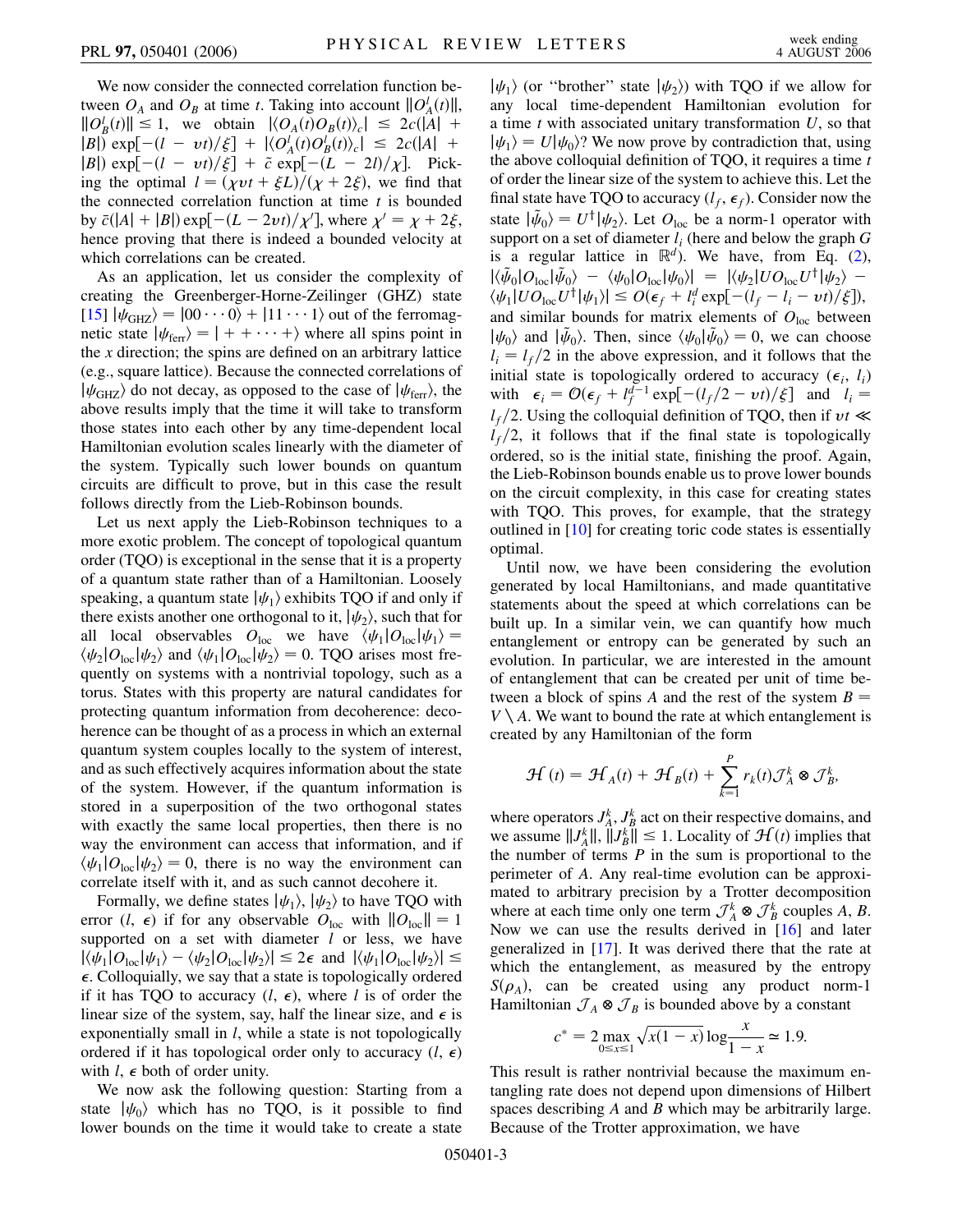We now consider the connected correlation function between $O_A$ and $O_B$ at time $t$. Taking into account $\|O_A^l(t)\|$, $\|O_B^l(t)\| \le 1$, we obtain $|\langle O_A(t) O_B(t)\rangle_c| \le 2c(|A| + |B|)\exp[-(l - vt)/\xi] + |\langle O_A^l(t) O_B^l(t)\rangle_c| \le 2c(|A| + |B|)\exp[-(l - vt)/\xi] + \tilde{c}\exp[-(L - 2l)/\chi]$. Picking the optimal $l = (\chi v t + \xi L)/(\chi + 2\xi)$, we find that the connected correlation function at time $t$ is bounded by $\bar{c}(|A| + |B|)\exp[-(L - 2vt)/\chi']$, where $\chi' = \chi + 2\xi$, hence proving that there is indeed a bounded velocity at which correlations can be created.

As an application, let us consider the complexity of creating the Greenberger-Horne-Zeilinger (GHZ) state [15] $|\psi_{\rm GHZ}\rangle = |00\cdots 0\rangle + |11\cdots 1\rangle$ out of the ferromagnetic state $|\psi_{\rm ferr}\rangle = |++\cdots+\rangle$ where all spins point in the $x$ direction; the spins are defined on an arbitrary lattice (e.g., square lattice). Because the connected correlations of $|\psi_{\rm GHZ}\rangle$ do not decay, as opposed to the case of $|\psi_{\rm ferr}\rangle$, the above results imply that the time it will take to transform those states into each other by any time-dependent local Hamiltonian evolution scales linearly with the diameter of the system. Typically such lower bounds on quantum circuits are difficult to prove, but in this case the result follows directly from the Lieb-Robinson bounds.

Let us next apply the Lieb-Robinson techniques to a more exotic problem. The concept of topological quantum order (TQO) is exceptional in the sense that it is a property of a quantum state rather than of a Hamiltonian. Loosely speaking, a quantum state $|\psi_1\rangle$ exhibits TQO if and only if there exists another one orthogonal to it, $|\psi_2\rangle$, such that for all local observables $O_{\rm loc}$ we have $\langle\psi_1|O_{\rm loc}|\psi_1\rangle = \langle\psi_2|O_{\rm loc}|\psi_2\rangle$ and $\langle\psi_1|O_{\rm loc}|\psi_2\rangle = 0$. TQO arises most frequently on systems with a nontrivial topology, such as a torus. States with this property are natural candidates for protecting quantum information from decoherence: decoherence can be thought of as a process in which an external quantum system couples locally to the system of interest, and as such effectively acquires information about the state of the system. However, if the quantum information is stored in a superposition of the two orthogonal states with exactly the same local properties, then there is no way the environment can access that information, and if $\langle\psi_1|O_{\rm loc}|\psi_2\rangle = 0$, there is no way the environment can correlate itself with it, and as such cannot decohere it.

Formally, we define states $|\psi_1\rangle$, $|\psi_2\rangle$ to have TQO with error $(l, \epsilon)$ if for any observable $O_{\rm loc}$ with $\|O_{\rm loc}\| = 1$ supported on a set with diameter $l$ or less, we have $|\langle\psi_1|O_{\rm loc}|\psi_1\rangle - \langle\psi_2|O_{\rm loc}|\psi_2\rangle| \le 2\epsilon$ and $|\langle\psi_1|O_{\rm loc}|\psi_2\rangle| \le \epsilon$. Colloquially, we say that a state is topologically ordered if it has TQO to accuracy $(l, \epsilon)$, where $l$ is of order the linear size of the system, say, half the linear size, and $\epsilon$ is exponentially small in $l$, while a state is not topologically ordered if it has topological order only to accuracy $(l, \epsilon)$ with $l$, $\epsilon$ both of order unity.

We now ask the following question: Starting from a state $|\psi_0\rangle$ which has no TQO, is it possible to find lower bounds on the time it would take to create a state $|\psi_1\rangle$ (or "brother" state $|\psi_2\rangle$) with TQO if we allow for any local time-dependent Hamiltonian evolution for a time $t$ with associated unitary transformation $U$, so that $|\psi_1\rangle = U|\psi_0\rangle$? We now prove by contradiction that, using the above colloquial definition of TQO, it requires a time $t$ of order the linear size of the system to achieve this. Let the final state have TQO to accuracy $(l_f, \epsilon_f)$. Consider now the state $|\tilde{\psi}_0\rangle = U^\dagger|\psi_2\rangle$. Let $O_{\rm loc}$ be a norm-1 operator with support on a set of diameter $l_i$ (here and below the graph $G$ is a regular lattice in $\mathbb{R}^d$). We have, from Eq. (2), $|\langle\tilde{\psi}_0|O_{\rm loc}|\tilde{\psi}_0\rangle - \langle\psi_0|O_{\rm loc}|\psi_0\rangle| = |\langle\psi_2|UO_{\rm loc}U^\dagger|\psi_2\rangle - \langle\psi_1|UO_{\rm loc}U^\dagger|\psi_1\rangle| \le O(\epsilon_f + l_i^d \exp[-(l_f - l_i - vt)/\xi])$, and similar bounds for matrix elements of $O_{\rm loc}$ between $|\psi_0\rangle$ and $|\tilde{\psi}_0\rangle$. Then, since $\langle\psi_0|\tilde{\psi}_0\rangle = 0$, we can choose $l_i = l_f/2$ in the above expression, and it follows that the initial state is topologically ordered to accuracy $(\epsilon_i, l_i)$ with $\epsilon_i = \mathcal{O}(\epsilon_f + l_f^{d-1}\exp[-(l_f/2 - vt)/\xi])$ and $l_i = l_f/2$. Using the colloquial definition of TQO, then if $vt \ll l_f/2$, it follows that if the final state is topologically ordered, so is the initial state, finishing the proof. Again, the Lieb-Robinson bounds enable us to prove lower bounds on the circuit complexity, in this case for creating states with TQO. This proves, for example, that the strategy outlined in [10] for creating toric code states is essentially optimal.

Until now, we have been considering the evolution generated by local Hamiltonians, and made quantitative statements about the speed at which correlations can be built up. In a similar vein, we can quantify how much entanglement or entropy can be generated by such an evolution. In particular, we are interested in the amount of entanglement that can be created per unit of time between a block of spins $A$ and the rest of the system $B = V \setminus A$. We want to bound the rate at which entanglement is created by any Hamiltonian of the form

$$\mathcal{H}(t) = \mathcal{H}_A(t) + \mathcal{H}_B(t) + \sum_{k=1}^{P} r_k(t)\mathcal{J}_A^k \otimes \mathcal{J}_B^k,$$

where operators $J_A^k$, $J_B^k$ act on their respective domains, and we assume $\|J_A^k\|, \|J_B^k\| \le 1$. Locality of $\mathcal{H}(t)$ implies that the number of terms $P$ in the sum is proportional to the perimeter of $A$. Any real-time evolution can be approximated to arbitrary precision by a Trotter decomposition where at each time only one term $\mathcal{J}_A^k \otimes \mathcal{J}_B^k$ couples $A$, $B$. Now we can use the results derived in [16] and later generalized in [17]. It was derived there that the rate at which the entanglement, as measured by the entropy $S(\rho_A)$, can be created using any product norm-1 Hamiltonian $\mathcal{J}_A \otimes \mathcal{J}_B$ is bounded above by a constant

$$c^* = 2\max_{0\le x\le 1}\sqrt{x(1-x)}\log\frac{x}{1-x} \simeq 1.9.$$

This result is rather nontrivial because the maximum entangling rate does not depend upon dimensions of Hilbert spaces describing $A$ and $B$ which may be arbitrarily large. Because of the Trotter approximation, we have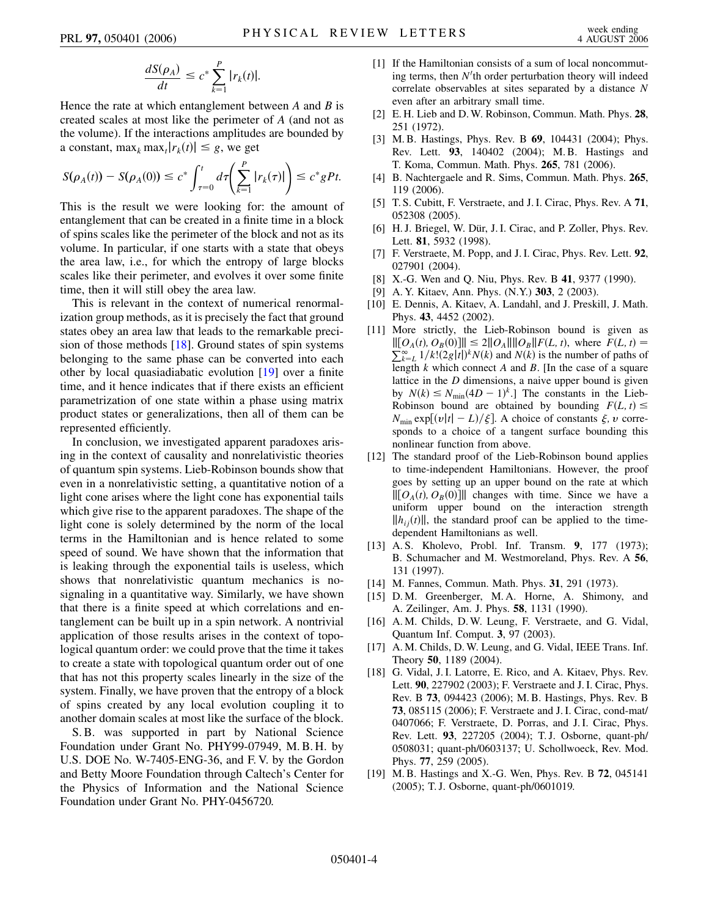$$\frac{dS(\rho_A)}{dt} \leq c^* \sum_{k=1}^{P} |r_k(t)|.$$

Hence the rate at which entanglement between $A$ and $B$ is created scales at most like the perimeter of $A$ (and not as the volume). If the interactions amplitudes are bounded by a constant, $\max_k \max_t |r_k(t)| \leq g$, we get

$$S(\rho_A(t)) - S(\rho_A(0)) \leq c^* \int_{\tau=0}^{t} d\tau \left( \sum_{k=1}^{P} |r_k(\tau)| \right) \leq c^* g P t.$$

This is the result we were looking for: the amount of entanglement that can be created in a finite time in a block of spins scales like the perimeter of the block and not as its volume. In particular, if one starts with a state that obeys the area law, i.e., for which the entropy of large blocks scales like their perimeter, and evolves it over some finite time, then it will still obey the area law.

This is relevant in the context of numerical renormalization group methods, as it is precisely the fact that ground states obey an area law that leads to the remarkable precision of those methods [18]. Ground states of spin systems belonging to the same phase can be converted into each other by local quasiadiabatic evolution [19] over a finite time, and it hence indicates that if there exists an efficient parametrization of one state within a phase using matrix product states or generalizations, then all of them can be represented efficiently.

In conclusion, we investigated apparent paradoxes arising in the context of causality and nonrelativistic theories of quantum spin systems. Lieb-Robinson bounds show that even in a nonrelativistic setting, a quantitative notion of a light cone arises where the light cone has exponential tails which give rise to the apparent paradoxes. The shape of the light cone is solely determined by the norm of the local terms in the Hamiltonian and is hence related to some speed of sound. We have shown that the information that is leaking through the exponential tails is useless, which shows that nonrelativistic quantum mechanics is no-signaling in a quantitative way. Similarly, we have shown that there is a finite speed at which correlations and entanglement can be built up in a spin network. A nontrivial application of those results arises in the context of topological quantum order: we could prove that the time it takes to create a state with topological quantum order out of one that has not this property scales linearly in the size of the system. Finally, we have proven that the entropy of a block of spins created by any local evolution coupling it to another domain scales at most like the surface of the block.

S. B. was supported in part by National Science Foundation under Grant No. PHY99-07949, M. B. H. by U.S. DOE No. W-7405-ENG-36, and F. V. by the Gordon and Betty Moore Foundation through Caltech's Center for the Physics of Information and the National Science Foundation under Grant No. PHY-0456720.

[1] If the Hamiltonian consists of a sum of local noncommuting terms, then $N'$th order perturbation theory will indeed correlate observables at sites separated by a distance $N$ even after an arbitrary small time.

[2] E. H. Lieb and D. W. Robinson, Commun. Math. Phys. **28**, 251 (1972).

[3] M. B. Hastings, Phys. Rev. B **69**, 104431 (2004); Phys. Rev. Lett. **93**, 140402 (2004); M. B. Hastings and T. Koma, Commun. Math. Phys. **265**, 781 (2006).

[4] B. Nachtergaele and R. Sims, Commun. Math. Phys. **265**, 119 (2006).

[5] T. S. Cubitt, F. Verstraete, and J. I. Cirac, Phys. Rev. A **71**, 052308 (2005).

[6] H. J. Briegel, W. Dür, J. I. Cirac, and P. Zoller, Phys. Rev. Lett. **81**, 5932 (1998).

[7] F. Verstraete, M. Popp, and J. I. Cirac, Phys. Rev. Lett. **92**, 027901 (2004).

[8] X.-G. Wen and Q. Niu, Phys. Rev. B **41**, 9377 (1990).

[9] A. Y. Kitaev, Ann. Phys. (N.Y.) **303**, 2 (2003).

[10] E. Dennis, A. Kitaev, A. Landahl, and J. Preskill, J. Math. Phys. **43**, 4452 (2002).

[11] More strictly, the Lieb-Robinson bound is given as $\|[O_A(t), O_B(0)]\| \leq 2\|O_A\|\|O_B\|F(L, t)$, where $F(L, t) = \sum_{k=L}^{\infty} 1/k!(2g|t|)^k N(k)$ and $N(k)$ is the number of paths of length $k$ which connect $A$ and $B$. [In the case of a square lattice in the $D$ dimensions, a naive upper bound is given by $N(k) \leq N_{\min}(4D-1)^k$.] The constants in the Lieb-Robinson bound are obtained by bounding $F(L, t) \leq N_{\min} \exp[(v|t| - L)/\xi]$. A choice of constants $\xi, v$ corresponds to a choice of a tangent surface bounding this nonlinear function from above.

[12] The standard proof of the Lieb-Robinson bound applies to time-independent Hamiltonians. However, the proof goes by setting up an upper bound on the rate at which $\|[O_A(t), O_B(0)]\|$ changes with time. Since we have a uniform upper bound on the interaction strength $\|h_{ij}(t)\|$, the standard proof can be applied to the time-dependent Hamiltonians as well.

[13] A. S. Kholevo, Probl. Inf. Transm. **9**, 177 (1973); B. Schumacher and M. Westmoreland, Phys. Rev. A **56**, 131 (1997).

[14] M. Fannes, Commun. Math. Phys. **31**, 291 (1973).

[15] D. M. Greenberger, M. A. Horne, A. Shimony, and A. Zeilinger, Am. J. Phys. **58**, 1131 (1990).

[16] A. M. Childs, D. W. Leung, F. Verstraete, and G. Vidal, Quantum Inf. Comput. **3**, 97 (2003).

[17] A. M. Childs, D. W. Leung, and G. Vidal, IEEE Trans. Inf. Theory **50**, 1189 (2004).

[18] G. Vidal, J. I. Latorre, E. Rico, and A. Kitaev, Phys. Rev. Lett. **90**, 227902 (2003); F. Verstraete and J. I. Cirac, Phys. Rev. B **73**, 094423 (2006); M. B. Hastings, Phys. Rev. B **73**, 085115 (2006); F. Verstraete and J. I. Cirac, cond-mat/0407066; F. Verstraete, D. Porras, and J. I. Cirac, Phys. Rev. Lett. **93**, 227205 (2004); T. J. Osborne, quant-ph/0508031; quant-ph/0603137; U. Schollwoeck, Rev. Mod. Phys. **77**, 259 (2005).

[19] M. B. Hastings and X.-G. Wen, Phys. Rev. B **72**, 045141 (2005); T. J. Osborne, quant-ph/0601019.